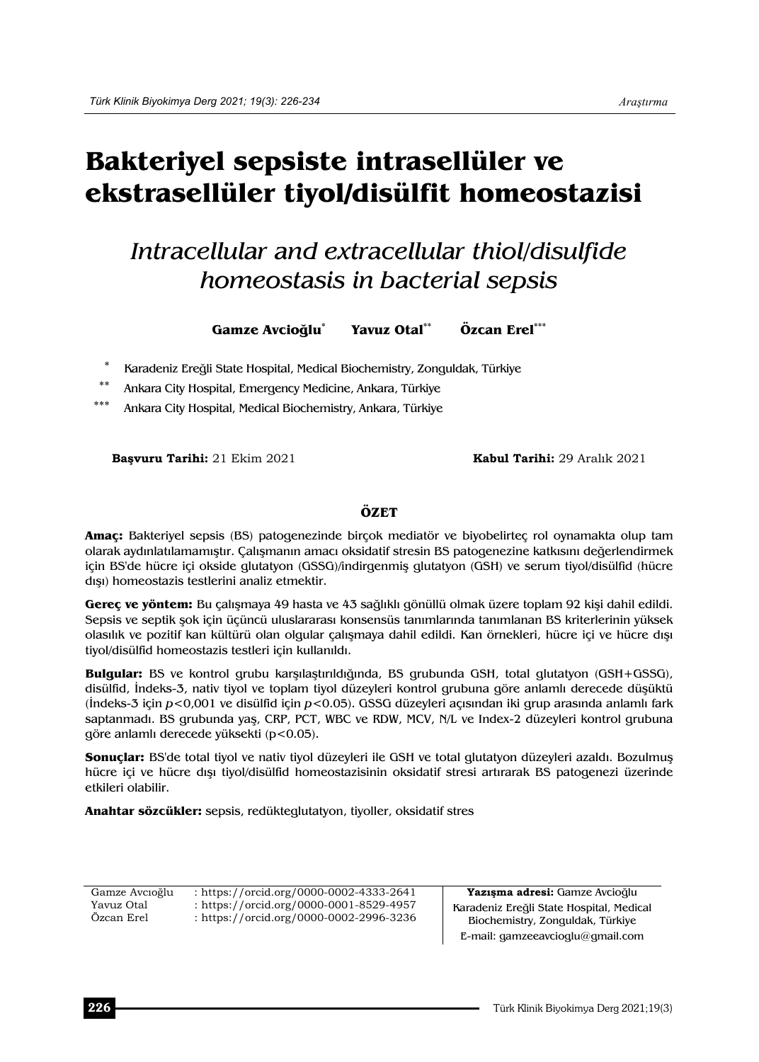# Bakteriyel sepsiste intrasellüler ve ekstrasellüler tiyol/disülfit homeostazisi

## *Intracellular and extracellular thiol/disulfide homeostasis in bacterial sepsis*

**Gamze Avcioğlu**[*] **Yavuz Otal**[**] **Özcan Erel**[***]

[*] Karadeniz Ereğli State Hospital, Medical Biochemistry, Zonguldak, Türkiye

[**] Ankara City Hospital, Emergency Medicine, Ankara, Türkiye

[***] Ankara City Hospital, Medical Biochemistry, Ankara, Türkiye

**Başvuru Tarihi:** 21 Ekim 2021 **Kabul Tarihi:** 29 Aralık 2021

### ÖZET

**Amaç:** Bakteriyel sepsis (BS) patogenezinde birçok mediatör ve biyobelirteç rol oynamakta olup tam olarak aydınlatılamamıştır. Çalışmanın amacı oksidatif stresin BS patogenezine katkısını değerlendirmek için BS'de hücre içi okside glutatyon (GSSG)/indirgenmiş glutatyon (GSH) ve serum tiyol/disülfid (hücre dışı) homeostazis testlerini analiz etmektir.

**Gereç ve yöntem:** Bu çalışmaya 49 hasta ve 43 sağlıklı gönüllü olmak üzere toplam 92 kişi dahil edildi. Sepsis ve septik şok için üçüncü uluslararası konsensüs tanımlarında tanımlanan BS kriterlerinin yüksek olasılık ve pozitif kan kültürü olan olgular çalışmaya dahil edildi. Kan örnekleri, hücre içi ve hücre dışı tiyol/disülfid homeostazis testleri için kullanıldı.

**Bulgular:** BS ve kontrol grubu karşılaştırıldığında, BS grubunda GSH, total glutatyon (GSH+GSSG), disülfid, İndeks-3, nativ tiyol ve toplam tiyol düzeyleri kontrol grubuna göre anlamlı derecede düşüktü (İndeks-3 için $p<0,001$ ve disülfid için $p<0.05$). GSSG düzeyleri açısından iki grup arasında anlamlı fark saptanmadı. BS grubunda yaş, CRP, PCT, WBC ve RDW, MCV, N/L ve Index-2 düzeyleri kontrol grubuna göre anlamlı derecede yüksekti ($p<0.05$).

**Sonuçlar:** BS'de total tiyol ve nativ tiyol düzeyleri ile GSH ve total glutatyon düzeyleri azaldı. Bozulmuş hücre içi ve hücre dışı tiyol/disülfid homeostazisinin oksidatif stresi artırarak BS patogenezi üzerinde etkileri olabilir.

**Anahtar sözcükler:** sepsis, redükteglutatyon, tiyoller, oksidatif stres

---

Gamze Avcıoğlu : https://orcid.org/0000-0002-4333-2641
Yavuz Otal : https://orcid.org/0000-0001-8529-4957
Özcan Erel : https://orcid.org/0000-0002-2996-3236

**Yazışma adresi:** Gamze Avcıoğlu
Karadeniz Ereğli State Hospital, Medical Biochemistry, Zonguldak, Türkiye
E-mail: gamzeeavcioglu@gmail.com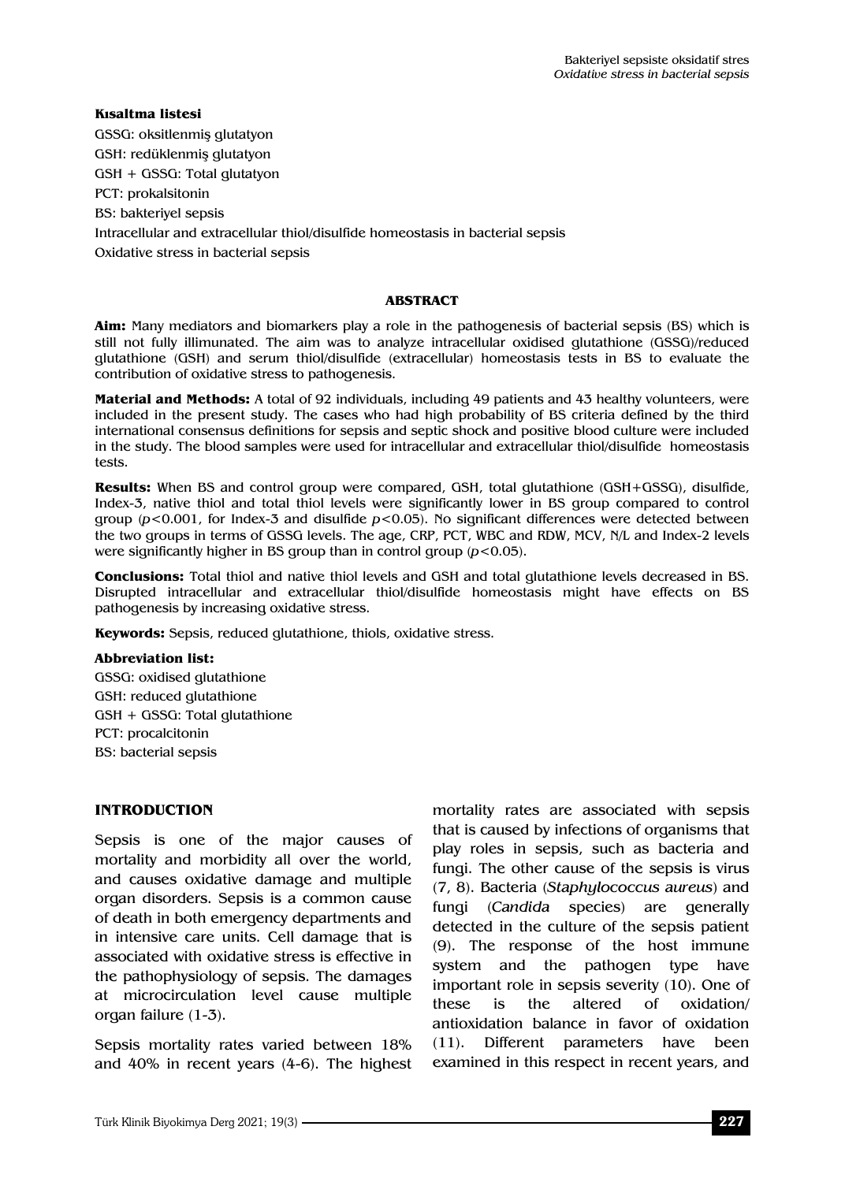**Kısaltma listesi**

GSSG: oksitlenmiş glutatyon
GSH: redüklenmiş glutatyon
GSH + GSSG: Total glutatyon
PCT: prokalsitonin
BS: bakteriyel sepsis
Intracellular and extracellular thiol/disulfide homeostasis in bacterial sepsis
Oxidative stress in bacterial sepsis

## ABSTRACT

**Aim:** Many mediators and biomarkers play a role in the pathogenesis of bacterial sepsis (BS) which is still not fully illimunated. The aim was to analyze intracellular oxidised glutathione (GSSG)/reduced glutathione (GSH) and serum thiol/disulfide (extracellular) homeostasis tests in BS to evaluate the contribution of oxidative stress to pathogenesis.

**Material and Methods:** A total of 92 individuals, including 49 patients and 43 healthy volunteers, were included in the present study. The cases who had high probability of BS criteria defined by the third international consensus definitions for sepsis and septic shock and positive blood culture were included in the study. The blood samples were used for intracellular and extracellular thiol/disulfide homeostasis tests.

**Results:** When BS and control group were compared, GSH, total glutathione (GSH+GSSG), disulfide, Index-3, native thiol and total thiol levels were significantly lower in BS group compared to control group ($p<0.001$, for Index-3 and disulfide $p<0.05$). No significant differences were detected between the two groups in terms of GSSG levels. The age, CRP, PCT, WBC and RDW, MCV, N/L and Index-2 levels were significantly higher in BS group than in control group ($p<0.05$).

**Conclusions:** Total thiol and native thiol levels and GSH and total glutathione levels decreased in BS. Disrupted intracellular and extracellular thiol/disulfide homeostasis might have effects on BS pathogenesis by increasing oxidative stress.

**Keywords:** Sepsis, reduced glutathione, thiols, oxidative stress.

**Abbreviation list:**

GSSG: oxidised glutathione
GSH: reduced glutathione
GSH + GSSG: Total glutathione
PCT: procalcitonin
BS: bacterial sepsis

## INTRODUCTION

Sepsis is one of the major causes of mortality and morbidity all over the world, and causes oxidative damage and multiple organ disorders. Sepsis is a common cause of death in both emergency departments and in intensive care units. Cell damage that is associated with oxidative stress is effective in the pathophysiology of sepsis. The damages at microcirculation level cause multiple organ failure (1-3).

Sepsis mortality rates varied between 18% and 40% in recent years (4-6). The highest mortality rates are associated with sepsis that is caused by infections of organisms that play roles in sepsis, such as bacteria and fungi. The other cause of the sepsis is virus (7, 8). Bacteria (*Staphylococcus aureus*) and fungi (*Candida* species) are generally detected in the culture of the sepsis patient (9). The response of the host immune system and the pathogen type have important role in sepsis severity (10). One of these is the altered of oxidation/ antioxidation balance in favor of oxidation (11). Different parameters have been examined in this respect in recent years, and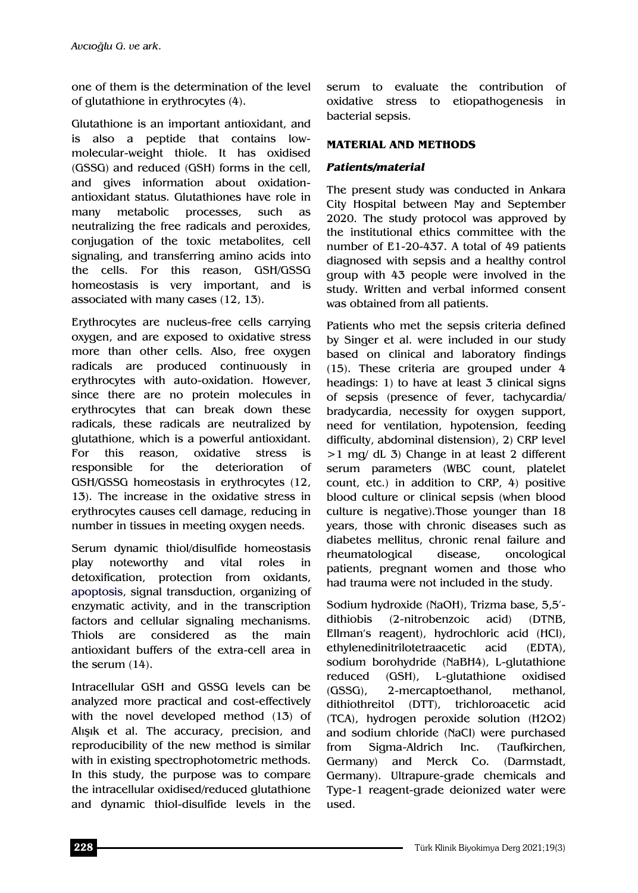one of them is the determination of the level of glutathione in erythrocytes (4).

Glutathione is an important antioxidant, and is also a peptide that contains low-molecular-weight thiole. It has oxidised (GSSG) and reduced (GSH) forms in the cell, and gives information about oxidation-antioxidant status. Glutathiones have role in many metabolic processes, such as neutralizing the free radicals and peroxides, conjugation of the toxic metabolites, cell signaling, and transferring amino acids into the cells. For this reason, GSH/GSSG homeostasis is very important, and is associated with many cases (12, 13).

Erythrocytes are nucleus-free cells carrying oxygen, and are exposed to oxidative stress more than other cells. Also, free oxygen radicals are produced continuously in erythrocytes with auto-oxidation. However, since there are no protein molecules in erythrocytes that can break down these radicals, these radicals are neutralized by glutathione, which is a powerful antioxidant. For this reason, oxidative stress is responsible for the deterioration of GSH/GSSG homeostasis in erythrocytes (12, 13). The increase in the oxidative stress in erythrocytes causes cell damage, reducing in number in tissues in meeting oxygen needs.

Serum dynamic thiol/disulfide homeostasis play noteworthy and vital roles in detoxification, protection from oxidants, apoptosis, signal transduction, organizing of enzymatic activity, and in the transcription factors and cellular signaling mechanisms. Thiols are considered as the main antioxidant buffers of the extra-cell area in the serum (14).

Intracellular GSH and GSSG levels can be analyzed more practical and cost-effectively with the novel developed method (13) of Alışık et al. The accuracy, precision, and reproducibility of the new method is similar with in existing spectrophotometric methods. In this study, the purpose was to compare the intracellular oxidised/reduced glutathione and dynamic thiol-disulfide levels in the serum to evaluate the contribution of oxidative stress to etiopathogenesis in bacterial sepsis.

## MATERIAL AND METHODS

### *Patients/material*

The present study was conducted in Ankara City Hospital between May and September 2020. The study protocol was approved by the institutional ethics committee with the number of E1-20-437. A total of 49 patients diagnosed with sepsis and a healthy control group with 43 people were involved in the study. Written and verbal informed consent was obtained from all patients.

Patients who met the sepsis criteria defined by Singer et al. were included in our study based on clinical and laboratory findings (15). These criteria are grouped under 4 headings: 1) to have at least 3 clinical signs of sepsis (presence of fever, tachycardia/ bradycardia, necessity for oxygen support, need for ventilation, hypotension, feeding difficulty, abdominal distension), 2) CRP level >1 mg/ dL 3) Change in at least 2 different serum parameters (WBC count, platelet count, etc.) in addition to CRP, 4) positive blood culture or clinical sepsis (when blood culture is negative).Those younger than 18 years, those with chronic diseases such as diabetes mellitus, chronic renal failure and rheumatological disease, oncological patients, pregnant women and those who had trauma were not included in the study.

Sodium hydroxide (NaOH), Trizma base, 5,5'-dithiobis (2-nitrobenzoic acid) (DTNB, Ellman's reagent), hydrochloric acid (HCl), ethylenedinitrilotetraacetic acid (EDTA), sodium borohydride ($NaBH_4$), L-glutathione reduced (GSH), L-glutathione oxidised (GSSG), 2-mercaptoethanol, methanol, dithiothreitol (DTT), trichloroacetic acid (TCA), hydrogen peroxide solution ($H_2O_2$) and sodium chloride (NaCl) were purchased from Sigma-Aldrich Inc. (Taufkirchen, Germany) and Merck Co. (Darmstadt, Germany). Ultrapure-grade chemicals and Type-1 reagent-grade deionized water were used.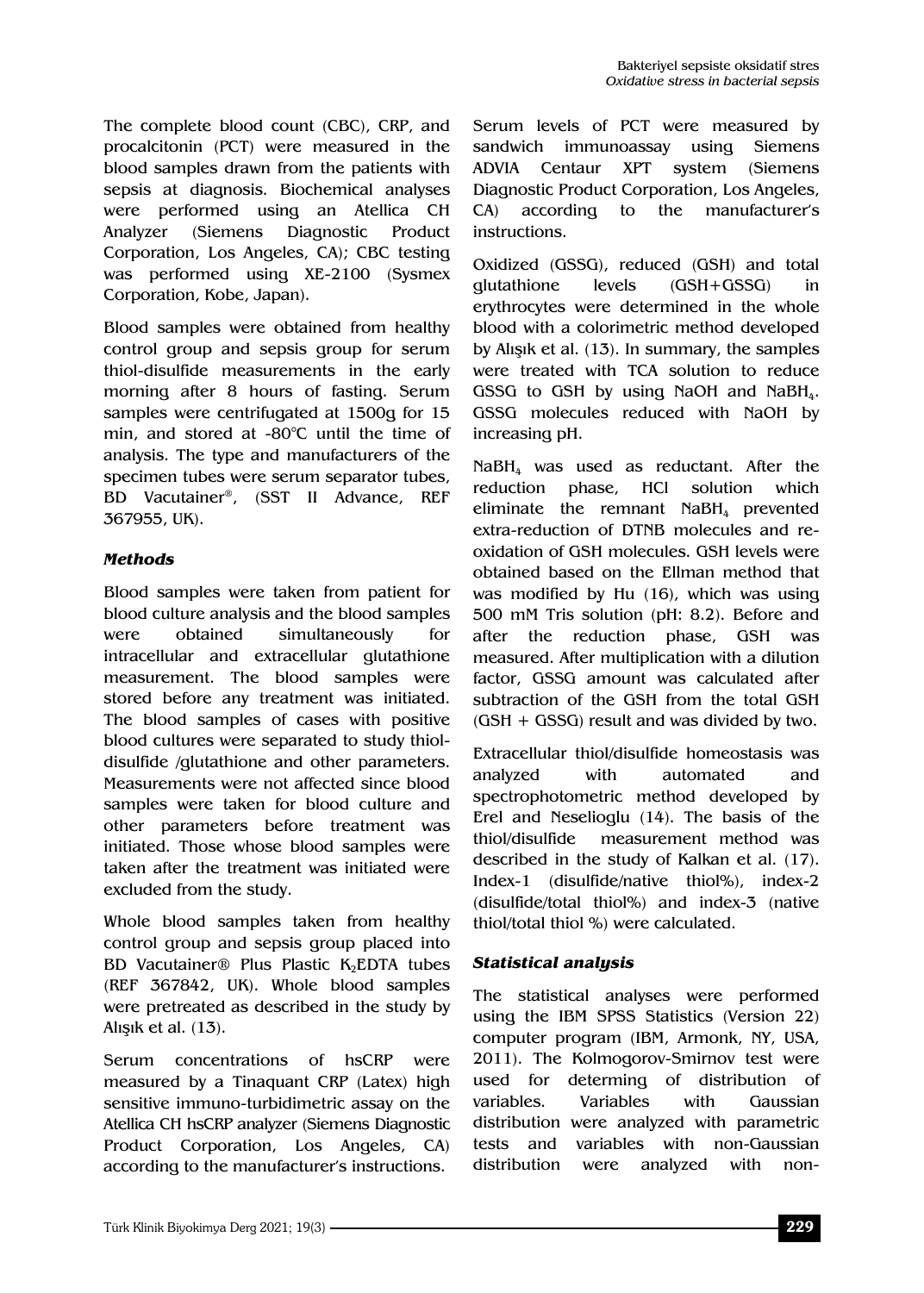The complete blood count (CBC), CRP, and procalcitonin (PCT) were measured in the blood samples drawn from the patients with sepsis at diagnosis. Biochemical analyses were performed using an Atellica CH Analyzer (Siemens Diagnostic Product Corporation, Los Angeles, CA); CBC testing was performed using XE-2100 (Sysmex Corporation, Kobe, Japan).

Blood samples were obtained from healthy control group and sepsis group for serum thiol-disulfide measurements in the early morning after 8 hours of fasting. Serum samples were centrifugated at 1500g for 15 min, and stored at -80°C until the time of analysis. The type and manufacturers of the specimen tubes were serum separator tubes, BD Vacutainer®, (SST II Advance, REF 367955, UK).

### *Methods*

Blood samples were taken from patient for blood culture analysis and the blood samples were obtained simultaneously for intracellular and extracellular glutathione measurement. The blood samples were stored before any treatment was initiated. The blood samples of cases with positive blood cultures were separated to study thiol-disulfide /glutathione and other parameters. Measurements were not affected since blood samples were taken for blood culture and other parameters before treatment was initiated. Those whose blood samples were taken after the treatment was initiated were excluded from the study.

Whole blood samples taken from healthy control group and sepsis group placed into BD Vacutainer® Plus Plastic $K_2$EDTA tubes (REF 367842, UK). Whole blood samples were pretreated as described in the study by Alışık et al. (13).

Serum concentrations of hsCRP were measured by a Tinaquant CRP (Latex) high sensitive immuno-turbidimetric assay on the Atellica CH hsCRP analyzer (Siemens Diagnostic Product Corporation, Los Angeles, CA) according to the manufacturer's instructions.

Serum levels of PCT were measured by sandwich immunoassay using Siemens ADVIA Centaur XPT system (Siemens Diagnostic Product Corporation, Los Angeles, CA) according to the manufacturer's instructions.

Oxidized (GSSG), reduced (GSH) and total glutathione levels (GSH+GSSG) in erythrocytes were determined in the whole blood with a colorimetric method developed by Alışık et al. (13). In summary, the samples were treated with TCA solution to reduce GSSG to GSH by using NaOH and $NaBH_4$. GSSG molecules reduced with NaOH by increasing pH.

$NaBH_4$ was used as reductant. After the reduction phase, HCl solution which eliminate the remnant $NaBH_4$ prevented extra-reduction of DTNB molecules and re-oxidation of GSH molecules. GSH levels were obtained based on the Ellman method that was modified by Hu (16), which was using 500 mM Tris solution (pH: 8.2). Before and after the reduction phase, GSH was measured. After multiplication with a dilution factor, GSSG amount was calculated after subtraction of the GSH from the total GSH (GSH + GSSG) result and was divided by two.

Extracellular thiol/disulfide homeostasis was analyzed with automated and spectrophotometric method developed by Erel and Neselioglu (14). The basis of the thiol/disulfide measurement method was described in the study of Kalkan et al. (17). Index-1 (disulfide/native thiol%), index-2 (disulfide/total thiol%) and index-3 (native thiol/total thiol %) were calculated.

### *Statistical analysis*

The statistical analyses were performed using the IBM SPSS Statistics (Version 22) computer program (IBM, Armonk, NY, USA, 2011). The Kolmogorov-Smirnov test were used for determing of distribution of variables. Variables with Gaussian distribution were analyzed with parametric tests and variables with non-Gaussian distribution were analyzed with non-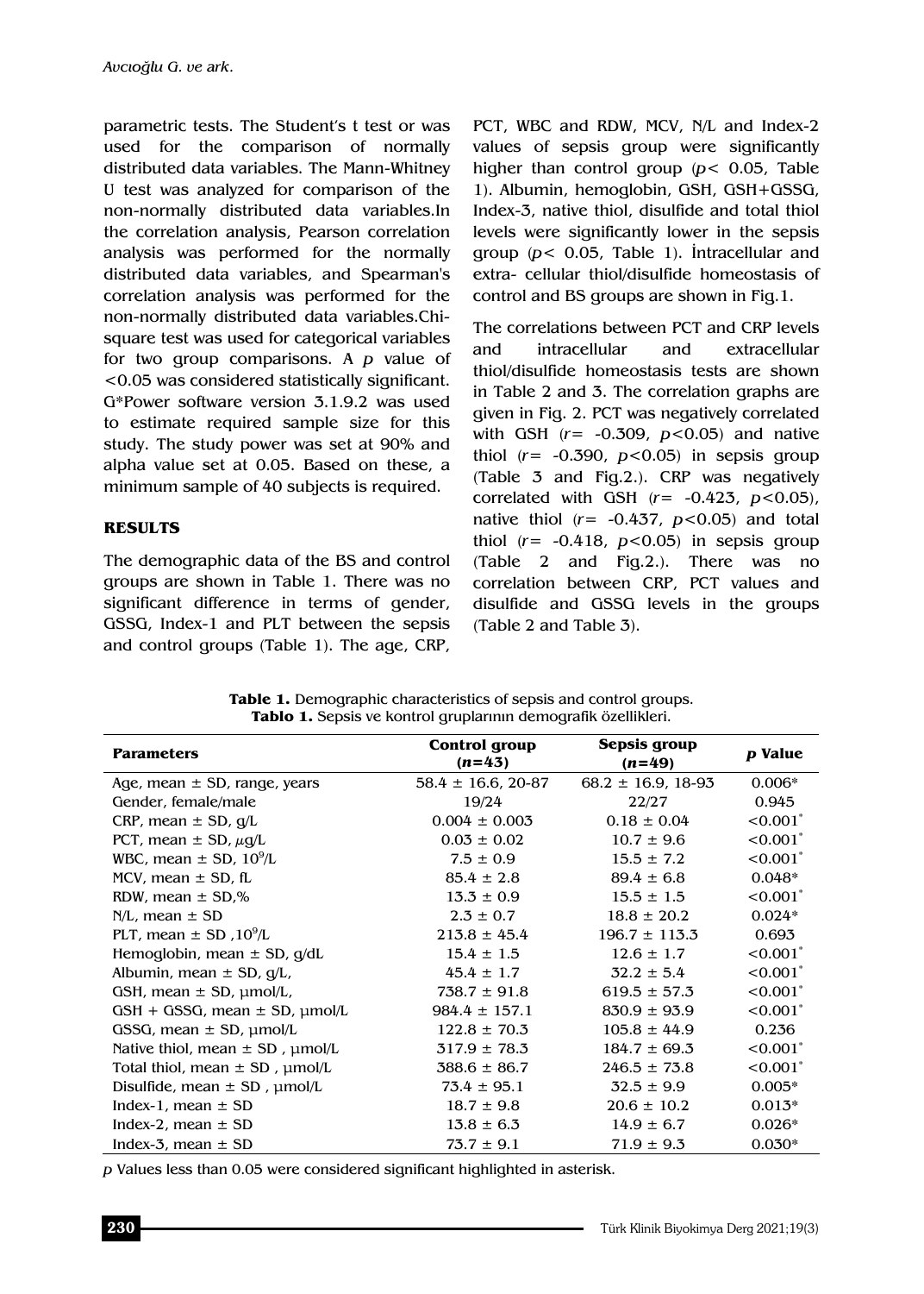parametric tests. The Student's t test or was used for the comparison of normally distributed data variables. The Mann-Whitney U test was analyzed for comparison of the non-normally distributed data variables.In the correlation analysis, Pearson correlation analysis was performed for the normally distributed data variables, and Spearman's correlation analysis was performed for the non-normally distributed data variables.Chi-square test was used for categorical variables for two group comparisons. A $p$ value of <0.05 was considered statistically significant. G*Power software version 3.1.9.2 was used to estimate required sample size for this study. The study power was set at 90% and alpha value set at 0.05. Based on these, a minimum sample of 40 subjects is required.

## RESULTS

The demographic data of the BS and control groups are shown in Table 1. There was no significant difference in terms of gender, GSSG, Index-1 and PLT between the sepsis and control groups (Table 1). The age, CRP, PCT, WBC and RDW, MCV, N/L and Index-2 values of sepsis group were significantly higher than control group ($p < 0.05$, Table 1). Albumin, hemoglobin, GSH, GSH+GSSG, Index-3, native thiol, disulfide and total thiol levels were significantly lower in the sepsis group ($p < 0.05$, Table 1). İntracellular and extra- cellular thiol/disulfide homeostasis of control and BS groups are shown in Fig.1.

The correlations between PCT and CRP levels and intracellular and extracellular thiol/disulfide homeostasis tests are shown in Table 2 and 3. The correlation graphs are given in Fig. 2. PCT was negatively correlated with GSH ($r = -0.309$, $p<0.05$) and native thiol ($r = -0.390$, $p<0.05$) in sepsis group (Table 3 and Fig.2.). CRP was negatively correlated with GSH ($r = -0.423$, $p<0.05$), native thiol ($r = -0.437$, $p<0.05$) and total thiol ($r = -0.418$, $p<0.05$) in sepsis group (Table 2 and Fig.2.). There was no correlation between CRP, PCT values and disulfide and GSSG levels in the groups (Table 2 and Table 3).

**Table 1.** Demographic characteristics of sepsis and control groups.
**Tablo 1.** Sepsis ve kontrol gruplarının demografik özellikleri.

| Parameters | Control group ($n$=43) | Sepsis group ($n$=49) | $p$ Value |
|---|---|---|---|
| Age, mean ± SD, range, years | 58.4 ± 16.6, 20-87 | 68.2 ± 16.9, 18-93 | 0.006* |
| Gender, female/male | 19/24 | 22/27 | 0.945 |
| CRP, mean ± SD, g/L | 0.004 ± 0.003 | 0.18 ± 0.04 | <0.001* |
| PCT, mean ± SD, μg/L | 0.03 ± 0.02 | 10.7 ± 9.6 | <0.001* |
| WBC, mean ± SD, $10^9$/L | 7.5 ± 0.9 | 15.5 ± 7.2 | <0.001* |
| MCV, mean ± SD, fL | 85.4 ± 2.8 | 89.4 ± 6.8 | 0.048* |
| RDW, mean ± SD,% | 13.3 ± 0.9 | 15.5 ± 1.5 | <0.001* |
| N/L, mean ± SD | 2.3 ± 0.7 | 18.8 ± 20.2 | 0.024* |
| PLT, mean ± SD ,$10^9$/L | 213.8 ± 45.4 | 196.7 ± 113.3 | 0.693 |
| Hemoglobin, mean ± SD, g/dL | 15.4 ± 1.5 | 12.6 ± 1.7 | <0.001* |
| Albumin, mean ± SD, g/L, | 45.4 ± 1.7 | 32.2 ± 5.4 | <0.001* |
| GSH, mean ± SD, μmol/L, | 738.7 ± 91.8 | 619.5 ± 57.3 | <0.001* |
| GSH + GSSG, mean ± SD, μmol/L | 984.4 ± 157.1 | 830.9 ± 93.9 | <0.001* |
| GSSG, mean ± SD, μmol/L | 122.8 ± 70.3 | 105.8 ± 44.9 | 0.236 |
| Native thiol, mean ± SD , μmol/L | 317.9 ± 78.3 | 184.7 ± 69.3 | <0.001* |
| Total thiol, mean ± SD , μmol/L | 388.6 ± 86.7 | 246.5 ± 73.8 | <0.001* |
| Disulfide, mean ± SD , μmol/L | 73.4 ± 95.1 | 32.5 ± 9.9 | 0.005* |
| Index-1, mean ± SD | 18.7 ± 9.8 | 20.6 ± 10.2 | 0.013* |
| Index-2, mean ± SD | 13.8 ± 6.3 | 14.9 ± 6.7 | 0.026* |
| Index-3, mean ± SD | 73.7 ± 9.1 | 71.9 ± 9.3 | 0.030* |

$p$ Values less than 0.05 were considered significant highlighted in asterisk.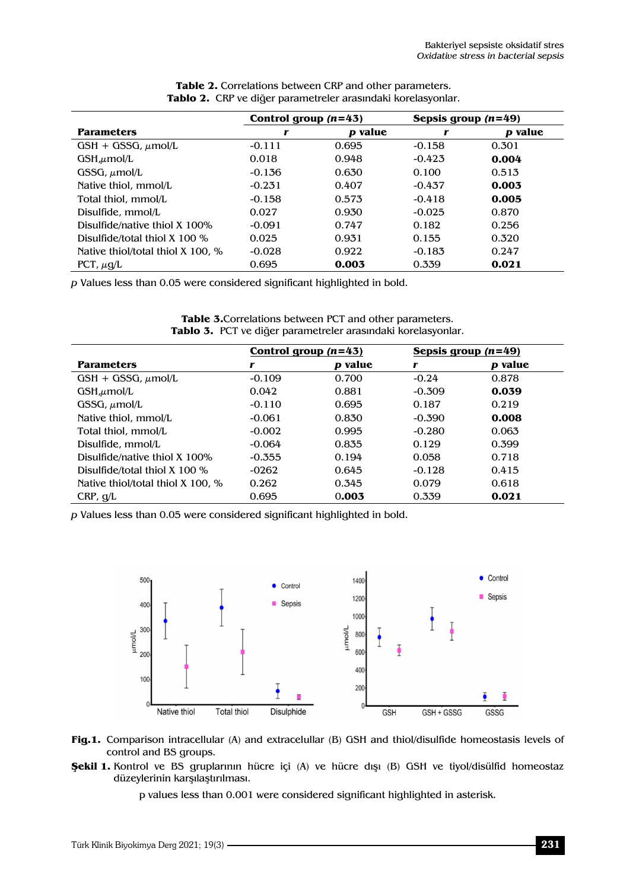**Table 2.** Correlations between CRP and other parameters.
**Tablo 2.** CRP ve diğer parametreler arasındaki korelasyonlar.

| Parameters | Control group ($n$=43) | | Sepsis group ($n$=49) | |
|---|---|---|---|---|
| | $r$ | $p$ value | $r$ | $p$ value |
| GSH + GSSG, μmol/L | -0.111 | 0.695 | -0.158 | 0.301 |
| GSH,μmol/L | 0.018 | 0.948 | -0.423 | **0.004** |
| GSSG, μmol/L | -0.136 | 0.630 | 0.100 | 0.513 |
| Native thiol, mmol/L | -0.231 | 0.407 | -0.437 | **0.003** |
| Total thiol, mmol/L | -0.158 | 0.573 | -0.418 | **0.005** |
| Disulfide, mmol/L | 0.027 | 0.930 | -0.025 | 0.870 |
| Disulfide/native thiol X 100% | -0.091 | 0.747 | 0.182 | 0.256 |
| Disulfide/total thiol X 100 % | 0.025 | 0.931 | 0.155 | 0.320 |
| Native thiol/total thiol X 100, % | -0.028 | 0.922 | -0.183 | 0.247 |
| PCT, μg/L | 0.695 | **0.003** | 0.339 | **0.021** |

$p$ Values less than 0.05 were considered significant highlighted in bold.

**Table 3.**Correlations between PCT and other parameters.
**Tablo 3.** PCT ve diğer parametreler arasındaki korelasyonlar.

| Parameters | Control group ($n$=43) | | Sepsis group ($n$=49) | |
|---|---|---|---|---|
| | $r$ | $p$ value | $r$ | $p$ value |
| GSH + GSSG, μmol/L | -0.109 | 0.700 | -0.24 | 0.878 |
| GSH,μmol/L | 0.042 | 0.881 | -0.309 | **0.039** |
| GSSG, μmol/L | -0.110 | 0.695 | 0.187 | 0.219 |
| Native thiol, mmol/L | -0.061 | 0.830 | -0.390 | **0.008** |
| Total thiol, mmol/L | -0.002 | 0.995 | -0.280 | 0.063 |
| Disulfide, mmol/L | -0.064 | 0.835 | 0.129 | 0.399 |
| Disulfide/native thiol X 100% | -0.355 | 0.194 | 0.058 | 0.718 |
| Disulfide/total thiol X 100 % | -0262 | 0.645 | -0.128 | 0.415 |
| Native thiol/total thiol X 100, % | 0.262 | 0.345 | 0.079 | 0.618 |
| CRP, g/L | 0.695 | 0.**003** | 0.339 | **0.021** |

$p$ Values less than 0.05 were considered significant highlighted in bold.

**Fig.1.** Comparison intracellular (A) and extracelullar (B) GSH and thiol/disulfide homeostasis levels of control and BS groups.

**Şekil 1.** Kontrol ve BS gruplarının hücre içi (A) ve hücre dışı (B) GSH ve tiyol/disülfid homeostaz düzeylerinin karşılaştırılması.

p values less than 0.001 were considered significant highlighted in asterisk.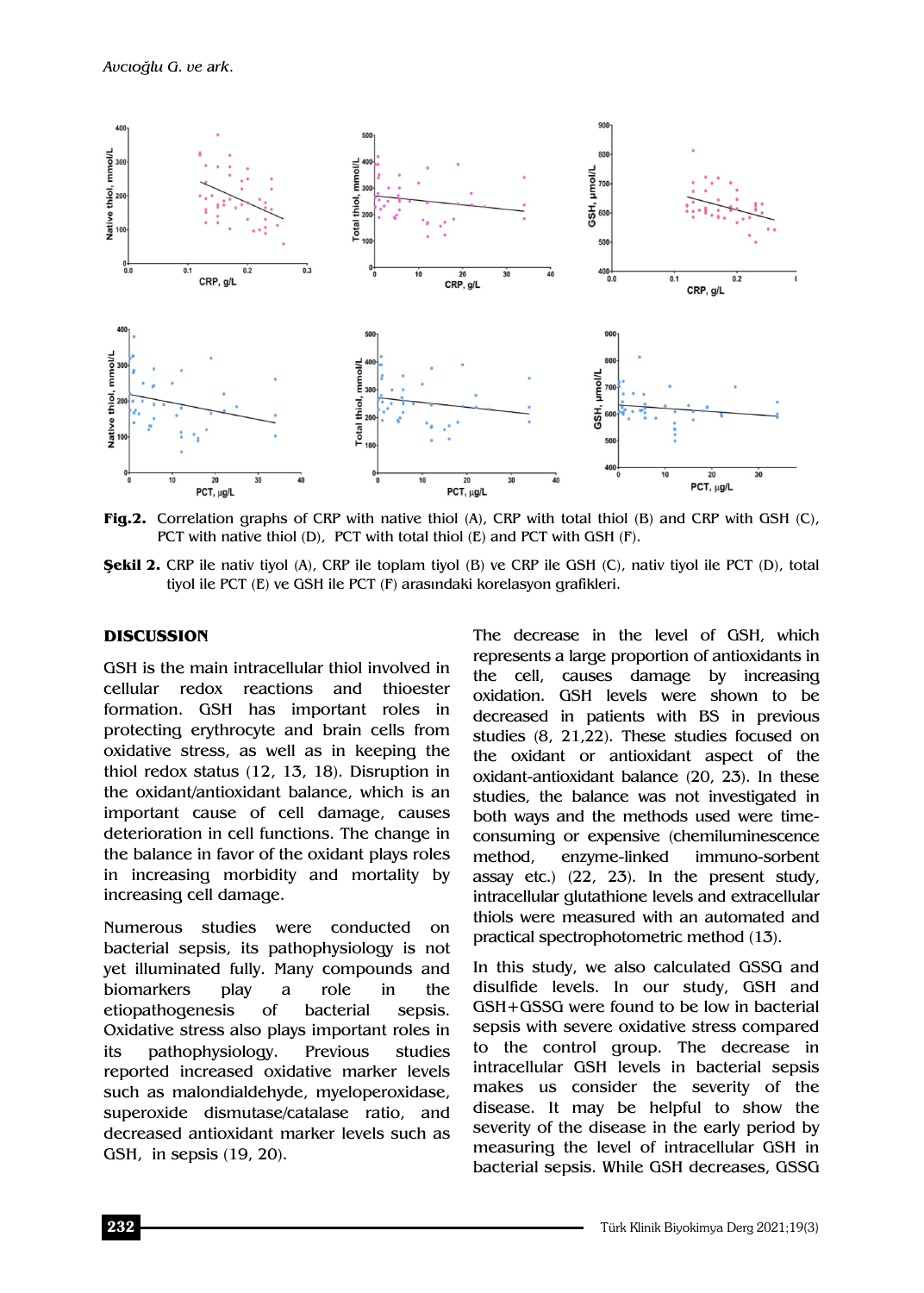**Fig.2.** Correlation graphs of CRP with native thiol (A), CRP with total thiol (B) and CRP with GSH (C), PCT with native thiol (D), PCT with total thiol (E) and PCT with GSH (F).

**Şekil 2.** CRP ile nativ tiyol (A), CRP ile toplam tiyol (B) ve CRP ile GSH (C), nativ tiyol ile PCT (D), total tiyol ile PCT (E) ve GSH ile PCT (F) arasındaki korelasyon grafikleri.

## DISCUSSION

GSH is the main intracellular thiol involved in cellular redox reactions and thioester formation. GSH has important roles in protecting erythrocyte and brain cells from oxidative stress, as well as in keeping the thiol redox status (12, 13, 18). Disruption in the oxidant/antioxidant balance, which is an important cause of cell damage, causes deterioration in cell functions. The change in the balance in favor of the oxidant plays roles in increasing morbidity and mortality by increasing cell damage.

Numerous studies were conducted on bacterial sepsis, its pathophysiology is not yet illuminated fully. Many compounds and biomarkers play a role in the etiopathogenesis of bacterial sepsis. Oxidative stress also plays important roles in its pathophysiology. Previous studies reported increased oxidative marker levels such as malondialdehyde, myeloperoxidase, superoxide dismutase/catalase ratio, and decreased antioxidant marker levels such as GSH, in sepsis (19, 20).

The decrease in the level of GSH, which represents a large proportion of antioxidants in the cell, causes damage by increasing oxidation. GSH levels were shown to be decreased in patients with BS in previous studies (8, 21,22). These studies focused on the oxidant or antioxidant aspect of the oxidant-antioxidant balance (20, 23). In these studies, the balance was not investigated in both ways and the methods used were time-consuming or expensive (chemiluminescence method, enzyme-linked immuno-sorbent assay etc.) (22, 23). In the present study, intracellular glutathione levels and extracellular thiols were measured with an automated and practical spectrophotometric method (13).

In this study, we also calculated GSSG and disulfide levels. In our study, GSH and GSH+GSSG were found to be low in bacterial sepsis with severe oxidative stress compared to the control group. The decrease in intracellular GSH levels in bacterial sepsis makes us consider the severity of the disease. It may be helpful to show the severity of the disease in the early period by measuring the level of intracellular GSH in bacterial sepsis. While GSH decreases, GSSG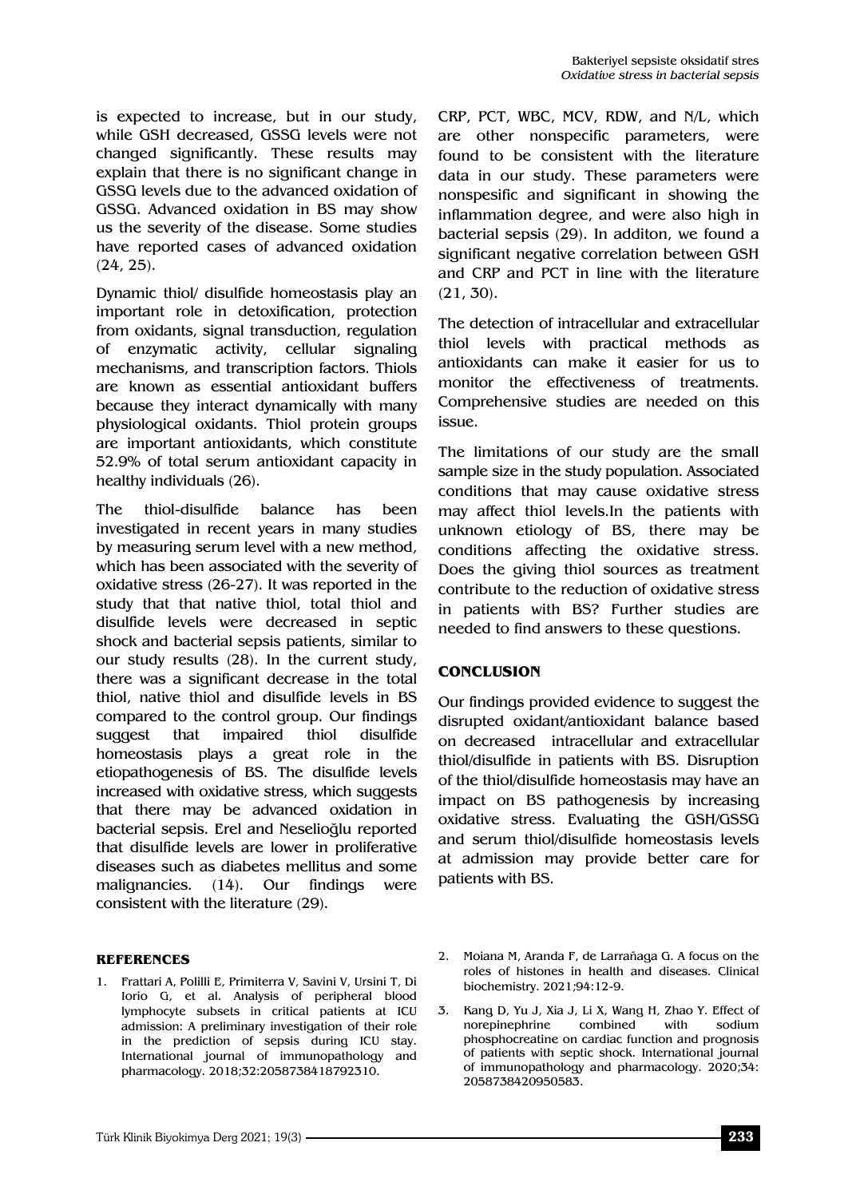is expected to increase, but in our study, while GSH decreased, GSSG levels were not changed significantly. These results may explain that there is no significant change in GSSG levels due to the advanced oxidation of GSSG. Advanced oxidation in BS may show us the severity of the disease. Some studies have reported cases of advanced oxidation (24, 25).

Dynamic thiol/ disulfide homeostasis play an important role in detoxification, protection from oxidants, signal transduction, regulation of enzymatic activity, cellular signaling mechanisms, and transcription factors. Thiols are known as essential antioxidant buffers because they interact dynamically with many physiological oxidants. Thiol protein groups are important antioxidants, which constitute 52.9% of total serum antioxidant capacity in healthy individuals (26).

The thiol-disulfide balance has been investigated in recent years in many studies by measuring serum level with a new method, which has been associated with the severity of oxidative stress (26-27). It was reported in the study that that native thiol, total thiol and disulfide levels were decreased in septic shock and bacterial sepsis patients, similar to our study results (28). In the current study, there was a significant decrease in the total thiol, native thiol and disulfide levels in BS compared to the control group. Our findings suggest that impaired thiol disulfide homeostasis plays a great role in the etiopathogenesis of BS. The disulfide levels increased with oxidative stress, which suggests that there may be advanced oxidation in bacterial sepsis. Erel and Neselioğlu reported that disulfide levels are lower in proliferative diseases such as diabetes mellitus and some malignancies. (14). Our findings were consistent with the literature (29).

CRP, PCT, WBC, MCV, RDW, and N/L, which are other nonspecific parameters, were found to be consistent with the literature data in our study. These parameters were nonspesific and significant in showing the inflammation degree, and were also high in bacterial sepsis (29). In additon, we found a significant negative correlation between GSH and CRP and PCT in line with the literature (21, 30).

The detection of intracellular and extracellular thiol levels with practical methods as antioxidants can make it easier for us to monitor the effectiveness of treatments. Comprehensive studies are needed on this issue.

The limitations of our study are the small sample size in the study population. Associated conditions that may cause oxidative stress may affect thiol levels.In the patients with unknown etiology of BS, there may be conditions affecting the oxidative stress. Does the giving thiol sources as treatment contribute to the reduction of oxidative stress in patients with BS? Further studies are needed to find answers to these questions.

## CONCLUSION

Our findings provided evidence to suggest the disrupted oxidant/antioxidant balance based on decreased intracellular and extracellular thiol/disulfide in patients with BS. Disruption of the thiol/disulfide homeostasis may have an impact on BS pathogenesis by increasing oxidative stress. Evaluating the GSH/GSSG and serum thiol/disulfide homeostasis levels at admission may provide better care for patients with BS.

## REFERENCES

1. Frattari A, Polilli E, Primiterra V, Savini V, Ursini T, Di Iorio G, et al. Analysis of peripheral blood lymphocyte subsets in critical patients at ICU admission: A preliminary investigation of their role in the prediction of sepsis during ICU stay. International journal of immunopathology and pharmacology. 2018;32:2058738418792310.
2. Moiana M, Aranda F, de Larrañaga G. A focus on the roles of histones in health and diseases. Clinical biochemistry. 2021;94:12-9.
3. Kang D, Yu J, Xia J, Li X, Wang H, Zhao Y. Effect of norepinephrine combined with sodium phosphocreatine on cardiac function and prognosis of patients with septic shock. International journal of immunopathology and pharmacology. 2020;34: 2058738420950583.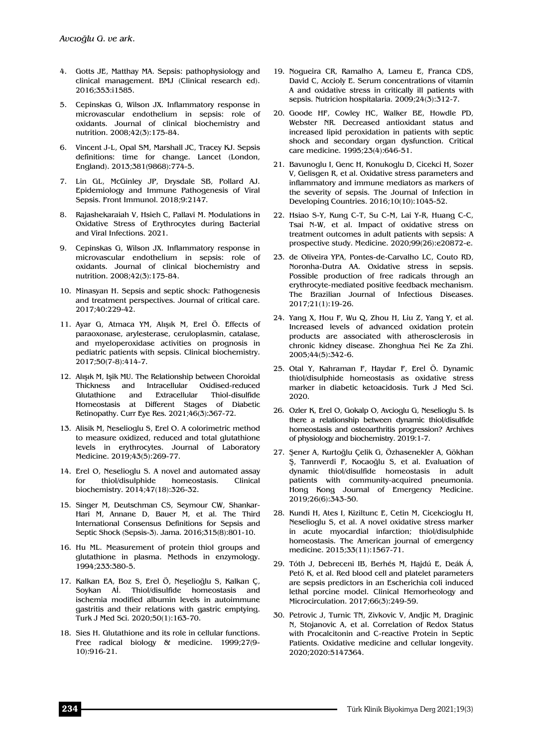4. Gotts JE, Matthay MA. Sepsis: pathophysiology and clinical management. BMJ (Clinical research ed). 2016;353:i1585.

5. Cepinskas G, Wilson JX. Inflammatory response in microvascular endothelium in sepsis: role of oxidants. Journal of clinical biochemistry and nutrition. 2008;42(3):175-84.

6. Vincent J-L, Opal SM, Marshall JC, Tracey KJ. Sepsis definitions: time for change. Lancet (London, England). 2013;381(9868):774-5.

7. Lin GL, McGinley JP, Drysdale SB, Pollard AJ. Epidemiology and Immune Pathogenesis of Viral Sepsis. Front Immunol. 2018;9:2147.

8. Rajashekaraiah V, Hsieh C, Pallavi M. Modulations in Oxidative Stress of Erythrocytes during Bacterial and Viral Infections. 2021.

9. Cepinskas G, Wilson JX. Inflammatory response in microvascular endothelium in sepsis: role of oxidants. Journal of clinical biochemistry and nutrition. 2008;42(3):175-84.

10. Minasyan H. Sepsis and septic shock: Pathogenesis and treatment perspectives. Journal of critical care. 2017;40:229-42.

11. Ayar G, Atmaca YM, Alışık M, Erel Ö. Effects of paraoxonase, arylesterase, ceruloplasmin, catalase, and myeloperoxidase activities on prognosis in pediatric patients with sepsis. Clinical biochemistry. 2017;50(7-8):414-7.

12. Alışık M, Işik MU. The Relationship between Choroidal Thickness and Intracellular Oxidised-reduced Glutathione and Extracellular Thiol-disulfide Homeostasis at Different Stages of Diabetic Retinopathy. Curr Eye Res. 2021;46(3):367-72.

13. Alisik M, Neselioglu S, Erel O. A colorimetric method to measure oxidized, reduced and total glutathione levels in erythrocytes. Journal of Laboratory Medicine. 2019;43(5):269-77.

14. Erel O, Neselioglu S. A novel and automated assay for thiol/disulphide homeostasis. Clinical biochemistry. 2014;47(18):326-32.

15. Singer M, Deutschman CS, Seymour CW, Shankar-Hari M, Annane D, Bauer M, et al. The Third International Consensus Definitions for Sepsis and Septic Shock (Sepsis-3). Jama. 2016;315(8):801-10.

16. Hu ML. Measurement of protein thiol groups and glutathione in plasma. Methods in enzymology. 1994;233:380-5.

17. Kalkan EA, Boz S, Erel Ö, Neşelioğlu S, Kalkan Ç, Soykan Aİ. Thiol/disulfide homeostasis and ischemia modified albumin levels in autoimmune gastritis and their relations with gastric emptying. Turk J Med Sci. 2020;50(1):163-70.

18. Sies H. Glutathione and its role in cellular functions. Free radical biology & medicine. 1999;27(9-10):916-21.

19. Nogueira CR, Ramalho A, Lameu E, Franca CDS, David C, Accioly E. Serum concentrations of vitamin A and oxidative stress in critically ill patients with sepsis. Nutricion hospitalaria. 2009;24(3):312-7.

20. Goode HF, Cowley HC, Walker BE, Howdle PD, Webster NR. Decreased antioxidant status and increased lipid peroxidation in patients with septic shock and secondary organ dysfunction. Critical care medicine. 1995;23(4):646-51.

21. Bavunoglu I, Genc H, Konukoglu D, Cicekci H, Sozer V, Gelisgen R, et al. Oxidative stress parameters and inflammatory and immune mediators as markers of the severity of sepsis. The Journal of Infection in Developing Countries. 2016;10(10):1045-52.

22. Hsiao S-Y, Kung C-T, Su C-M, Lai Y-R, Huang C-C, Tsai N-W, et al. Impact of oxidative stress on treatment outcomes in adult patients with sepsis: A prospective study. Medicine. 2020;99(26):e20872-e.

23. de Oliveira YPA, Pontes-de-Carvalho LC, Couto RD, Noronha-Dutra AA. Oxidative stress in sepsis. Possible production of free radicals through an erythrocyte-mediated positive feedback mechanism. The Brazilian Journal of Infectious Diseases. 2017;21(1):19-26.

24. Yang X, Hou F, Wu Q, Zhou H, Liu Z, Yang Y, et al. Increased levels of advanced oxidation protein products are associated with atherosclerosis in chronic kidney disease. Zhonghua Nei Ke Za Zhi. 2005;44(5):342-6.

25. Otal Y, Kahraman F, Haydar F, Erel Ö. Dynamic thiol/disulfide homeostasis as oxidative stress marker in diabetic ketoacidosis. Turk J Med Sci. 2020.

26. Ozler K, Erel O, Gokalp O, Avcioglu G, Neselioglu S. Is there a relationship between dynamic thiol/disulfide homeostasis and osteoarthritis progression? Archives of physiology and biochemistry. 2019:1-7.

27. Şener A, Kurtoğlu Çelik G, Özhasenekler A, Gökhan Ş, Tanrıverdi F, Kocaoğlu S, et al. Evaluation of dynamic thiol/disulfide homeostasis in adult patients with community-acquired pneumonia. Hong Kong Journal of Emergency Medicine. 2019;26(6):343-50.

28. Kundi H, Ates I, Kiziltunc E, Cetin M, Cicekcioglu H, Neselioglu S, et al. A novel oxidative stress marker in acute myocardial infarction; thiol/disulphide homeostasis. The American journal of emergency medicine. 2015;33(11):1567-71.

29. Tóth J, Debreceni IB, Berhés M, Hajdú E, Deák Á, Pető K, et al. Red blood cell and platelet parameters are sepsis predictors in an Escherichia coli induced lethal porcine model. Clinical Hemorheology and Microcirculation. 2017;66(3):249-59.

30. Petrovic J, Turnic TN, Zivkovic V, Andjic M, Draginic N, Stojanovic A, et al. Correlation of Redox Status with Procalcitonin and C-reactive Protein in Septic Patients. Oxidative medicine and cellular longevity. 2020;2020:5147364.